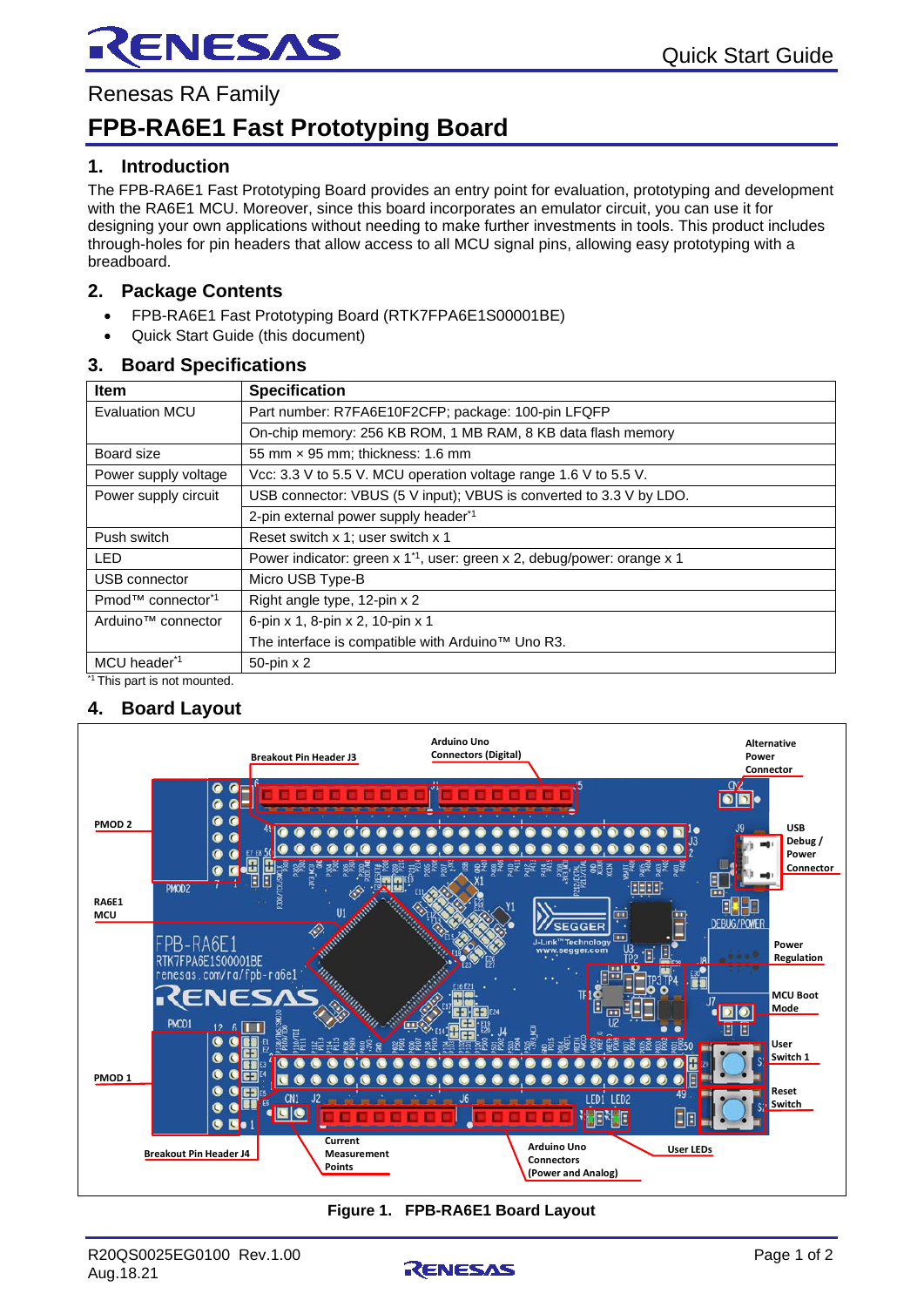Renesas RA Family

# FPB-RA6E1 Fast Prototyping Board

## 1. Introduction

The FPB-RA6E1 Fast Prototyping Board provides an entry point for evaluation, prototyping and development with the RA6E1 MCU. Moreover, since this board incorporates an emulator circuit, you can use it for designing your own applications without needing to make further investments in tools. This product includes through-holes for pin headers that allow access to all MCU signal pins, allowing easy prototyping with a breadboard.

## 2. Package Contents

- FPB-RA6E1 Fast Prototyping Board (RTK7FPA6E1S00001BE)
- Quick Start Guide (this document)

## 3. Board Specifications

| Item | Specification |
|---|---|
| Evaluation MCU | Part number: R7FA6E10F2CFP; package: 100-pin LFQFP |
| | On-chip memory: 256 KB ROM, 1 MB RAM, 8 KB data flash memory |
| Board size | 55 mm × 95 mm; thickness: 1.6 mm |
| Power supply voltage | Vcc: 3.3 V to 5.5 V. MCU operation voltage range 1.6 V to 5.5 V. |
| Power supply circuit | USB connector: VBUS (5 V input); VBUS is converted to 3.3 V by LDO. |
| | 2-pin external power supply header*1 |
| Push switch | Reset switch x 1; user switch x 1 |
| LED | Power indicator: green x 1*1, user: green x 2, debug/power: orange x 1 |
| USB connector | Micro USB Type-B |
| Pmod™ connector*1 | Right angle type, 12-pin x 2 |
| Arduino™ connector | 6-pin x 1, 8-pin x 2, 10-pin x 1 |
| | The interface is compatible with Arduino™ Uno R3. |
| MCU header*1 | 50-pin x 2 |

*1 This part is not mounted.

## 4. Board Layout

**Figure 1. FPB-RA6E1 Board Layout**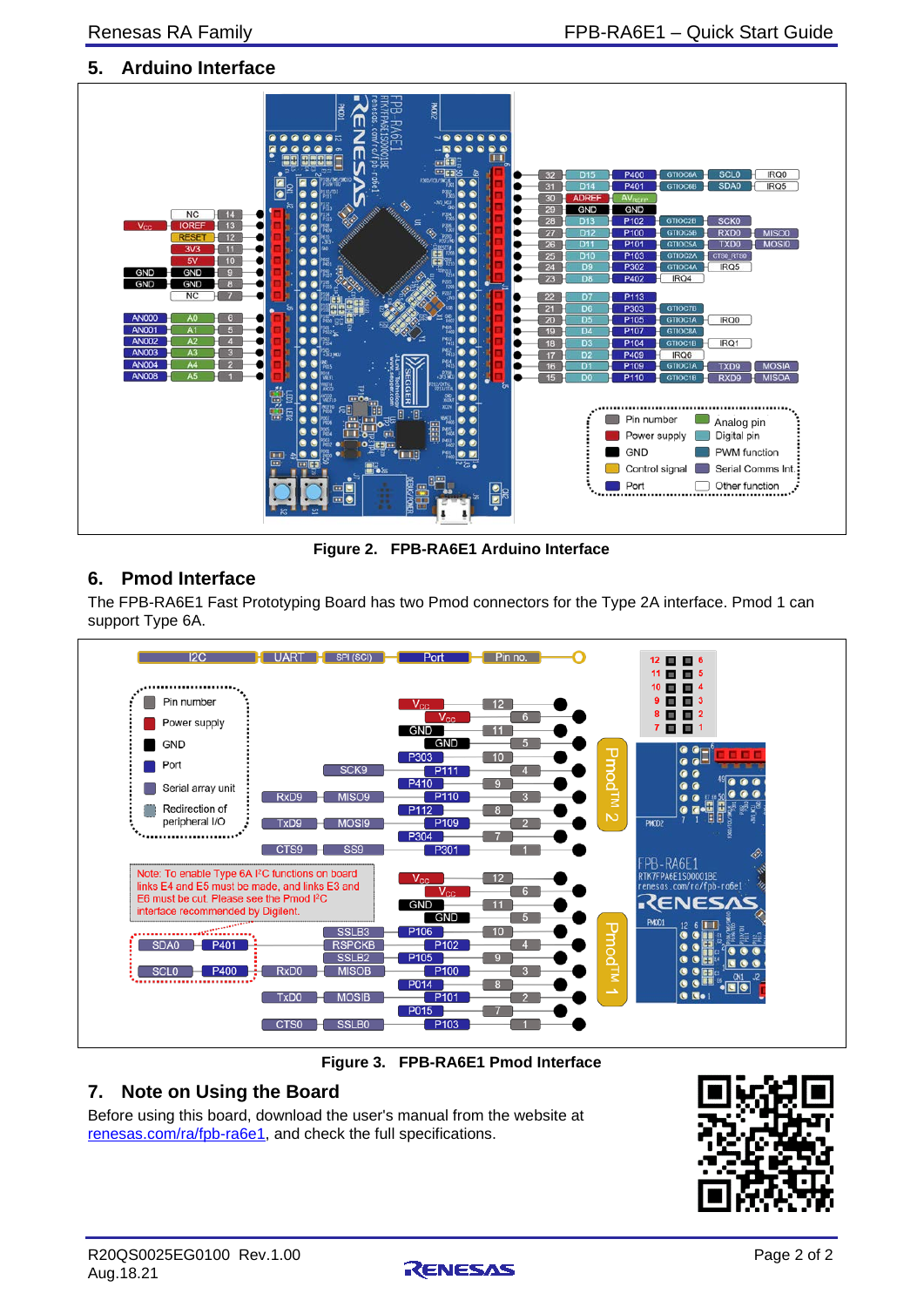## 5. Arduino Interface

Figure 2. FPB-RA6E1 Arduino Interface

## 6. Pmod Interface

The FPB-RA6E1 Fast Prototyping Board has two Pmod connectors for the Type 2A interface. Pmod 1 can support Type 6A.

Figure 3. FPB-RA6E1 Pmod Interface

## 7. Note on Using the Board

Before using this board, download the user's manual from the website at renesas.com/ra/fpb-ra6e1, and check the full specifications.

R20QS0025EG0100 Rev.1.00
Aug.18.21